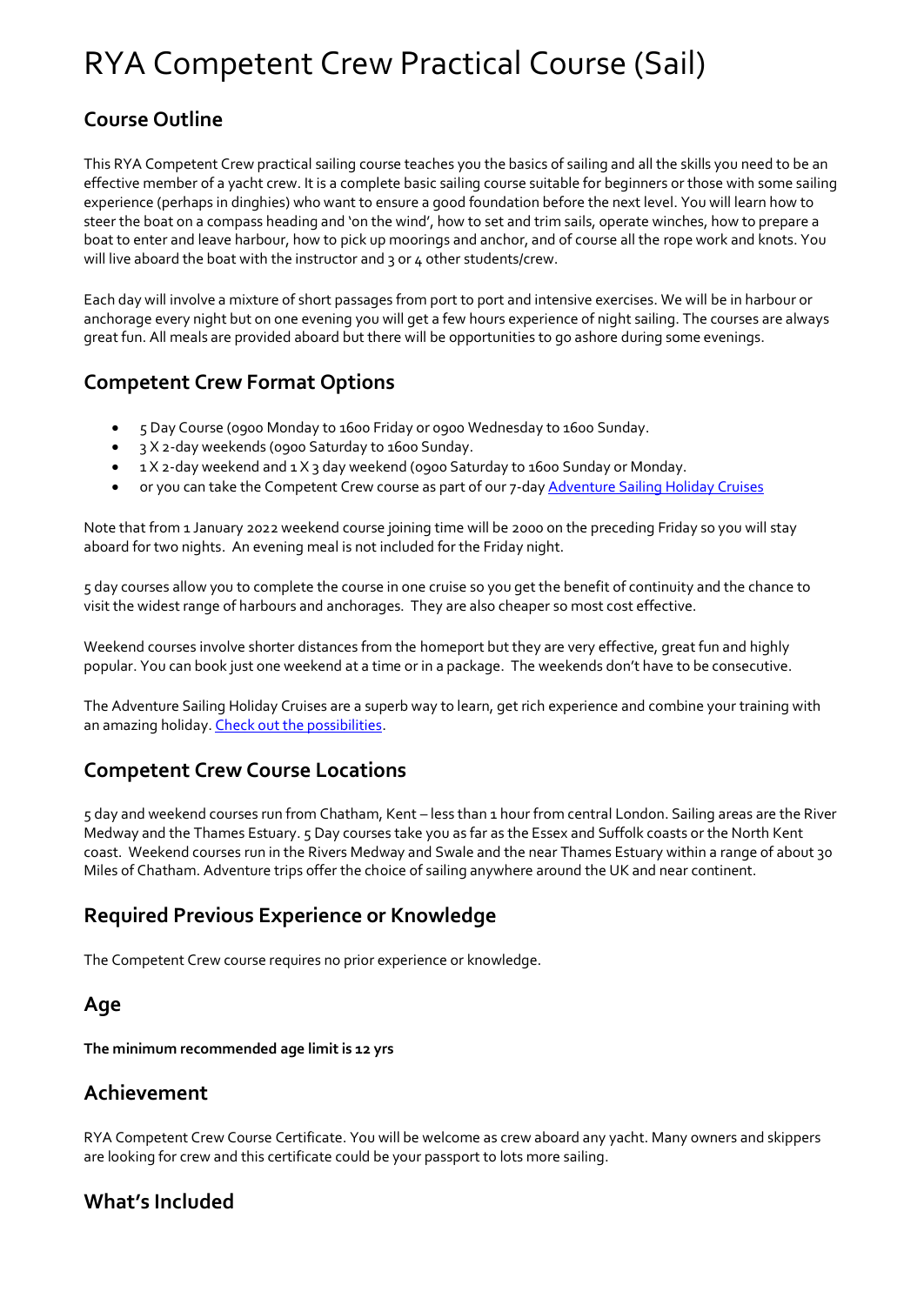# RYA Competent Crew Practical Course (Sail)

## Course Outline

This RYA Competent Crew practical sailing course teaches you the basics of sailing and all the skills you need to be an effective member of a yacht crew. It is a complete basic sailing course suitable for beginners or those with some sailing experience (perhaps in dinghies) who want to ensure a good foundation before the next level. You will learn how to steer the boat on a compass heading and 'on the wind', how to set and trim sails, operate winches, how to prepare a boat to enter and leave harbour, how to pick up moorings and anchor, and of course all the rope work and knots. You will live aboard the boat with the instructor and 3 or 4 other students/crew.

Each day will involve a mixture of short passages from port to port and intensive exercises. We will be in harbour or anchorage every night but on one evening you will get a few hours experience of night sailing. The courses are always great fun. All meals are provided aboard but there will be opportunities to go ashore during some evenings.

## Competent Crew Format Options

- 5 Day Course (0900 Monday to 1600 Friday or 0900 Wednesday to 1600 Sunday.
- 3 X 2-day weekends (0900 Saturday to 1600 Sunday.
- 1 X 2-day weekend and 1 X 3 day weekend (0900 Saturday to 1600 Sunday or Monday.
- or you can take the Competent Crew course as part of our 7-day Adventure Sailing Holiday Cruises

Note that from 1 January 2022 weekend course joining time will be 2000 on the preceding Friday so you will stay aboard for two nights. An evening meal is not included for the Friday night.

5 day courses allow you to complete the course in one cruise so you get the benefit of continuity and the chance to visit the widest range of harbours and anchorages. They are also cheaper so most cost effective.

Weekend courses involve shorter distances from the homeport but they are very effective, great fun and highly popular. You can book just one weekend at a time or in a package. The weekends don't have to be consecutive.

The Adventure Sailing Holiday Cruises are a superb way to learn, get rich experience and combine your training with an amazing holiday. Check out the possibilities.

## Competent Crew Course Locations

5 day and weekend courses run from Chatham, Kent – less than 1 hour from central London. Sailing areas are the River Medway and the Thames Estuary. 5 Day courses take you as far as the Essex and Suffolk coasts or the North Kent coast. Weekend courses run in the Rivers Medway and Swale and the near Thames Estuary within a range of about 30 Miles of Chatham. Adventure trips offer the choice of sailing anywhere around the UK and near continent.

## Required Previous Experience or Knowledge

The Competent Crew course requires no prior experience or knowledge.

## Age

**The minimum recommended age limit is 12 yrs**

## Achievement

RYA Competent Crew Course Certificate. You will be welcome as crew aboard any yacht. Many owners and skippers are looking for crew and this certificate could be your passport to lots more sailing.

## What's Included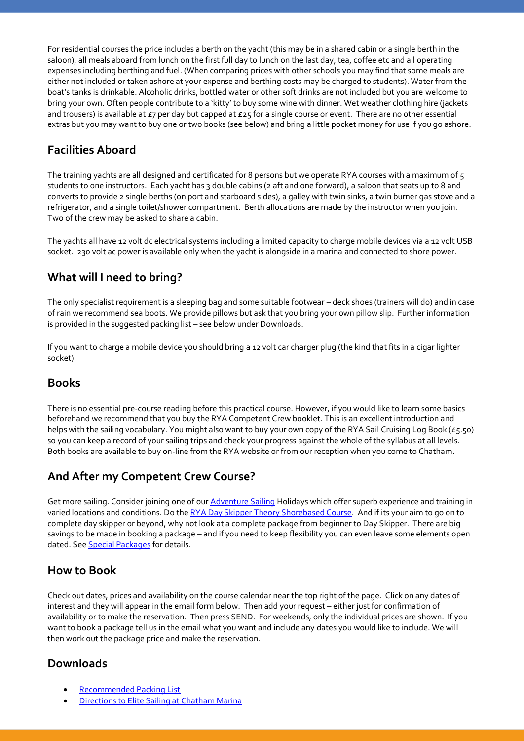For residential courses the price includes a berth on the yacht (this may be in a shared cabin or a single berth in the saloon), all meals aboard from lunch on the first full day to lunch on the last day, tea, coffee etc and all operating expenses including berthing and fuel. (When comparing prices with other schools you may find that some meals are either not included or taken ashore at your expense and berthing costs may be charged to students). Water from the boat's tanks is drinkable. Alcoholic drinks, bottled water or other soft drinks are not included but you are welcome to bring your own. Often people contribute to a 'kitty' to buy some wine with dinner. Wet weather clothing hire (jackets and trousers) is available at £7 per day but capped at £25 for a single course or event. There are no other essential extras but you may want to buy one or two books (see below) and bring a little pocket money for use if you go ashore.

## Facilities Aboard

The training yachts are all designed and certificated for 8 persons but we operate RYA courses with a maximum of 5 students to one instructors. Each yacht has 3 double cabins (2 aft and one forward), a saloon that seats up to 8 and converts to provide 2 single berths (on port and starboard sides), a galley with twin sinks, a twin burner gas stove and a refrigerator, and a single toilet/shower compartment. Berth allocations are made by the instructor when you join. Two of the crew may be asked to share a cabin.

The yachts all have 12 volt dc electrical systems including a limited capacity to charge mobile devices via a 12 volt USB socket. 230 volt ac power is available only when the yacht is alongside in a marina and connected to shore power.

## What will I need to bring?

The only specialist requirement is a sleeping bag and some suitable footwear – deck shoes (trainers will do) and in case of rain we recommend sea boots. We provide pillows but ask that you bring your own pillow slip. Further information is provided in the suggested packing list – see below under Downloads.

If you want to charge a mobile device you should bring a 12 volt car charger plug (the kind that fits in a cigar lighter socket).

## Books

There is no essential pre-course reading before this practical course. However, if you would like to learn some basics beforehand we recommend that you buy the RYA Competent Crew booklet. This is an excellent introduction and helps with the sailing vocabulary. You might also want to buy your own copy of the RYA Sail Cruising Log Book (£5.50) so you can keep a record of your sailing trips and check your progress against the whole of the syllabus at all levels. Both books are available to buy on-line from the RYA website or from our reception when you come to Chatham.

## And After my Competent Crew Course?

Get more sailing. Consider joining one of our Adventure Sailing Holidays which offer superb experience and training in varied locations and conditions. Do the RYA Day Skipper Theory Shorebased Course. And if its your aim to go on to complete day skipper or beyond, why not look at a complete package from beginner to Day Skipper. There are big savings to be made in booking a package – and if you need to keep flexibility you can even leave some elements open dated. See Special Packages for details.

## How to Book

Check out dates, prices and availability on the course calendar near the top right of the page. Click on any dates of interest and they will appear in the email form below. Then add your request – either just for confirmation of availability or to make the reservation. Then press SEND. For weekends, only the individual prices are shown. If you want to book a package tell us in the email what you want and include any dates you would like to include. We will then work out the package price and make the reservation.

## Downloads

- Recommended Packing List
- Directions to Elite Sailing at Chatham Marina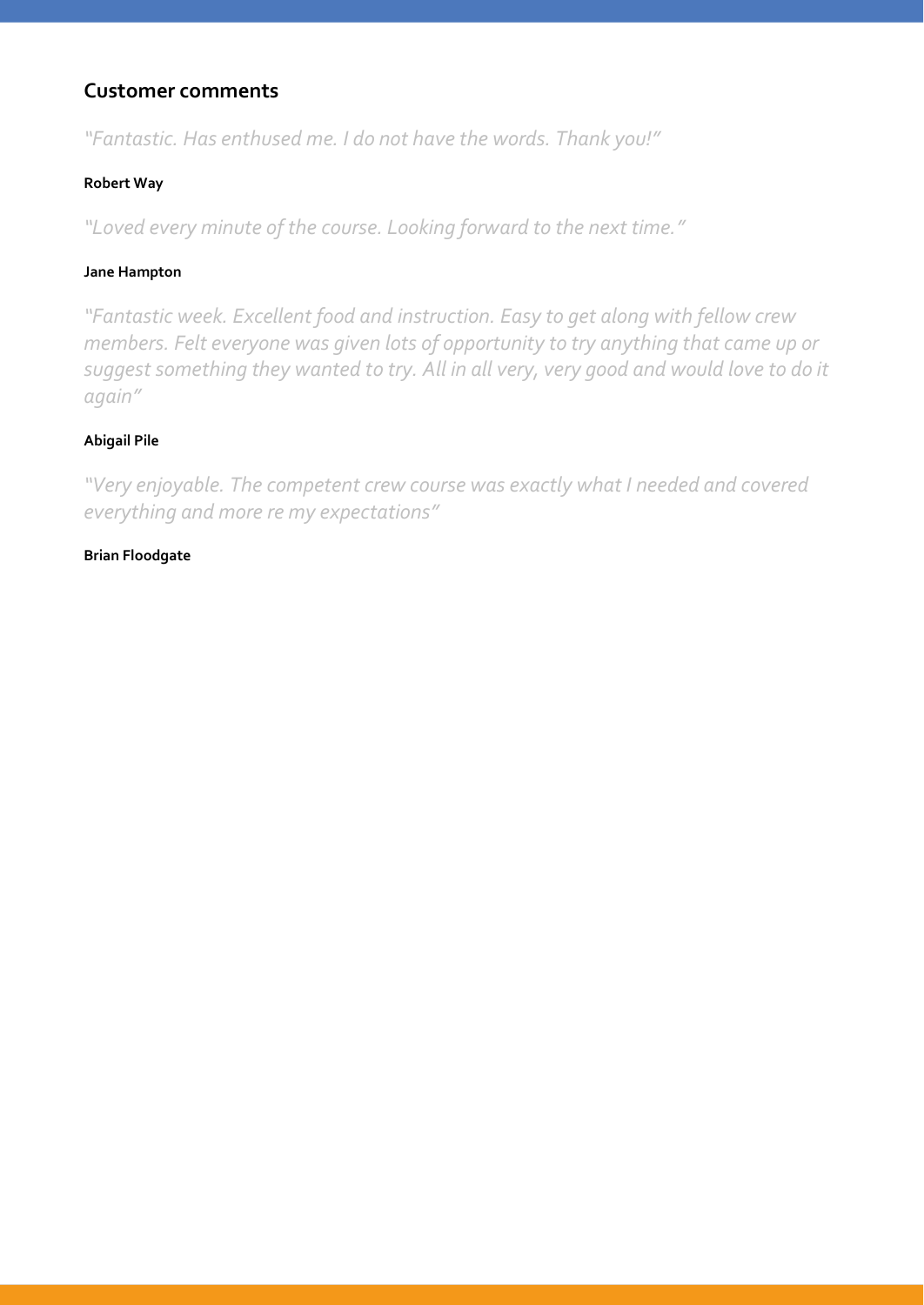## Customer comments

*"Fantastic. Has enthused me. I do not have the words. Thank you!"*

**Robert Way**

*"Loved every minute of the course. Looking forward to the next time."*

**Jane Hampton**

*"Fantastic week. Excellent food and instruction. Easy to get along with fellow crew members. Felt everyone was given lots of opportunity to try anything that came up or suggest something they wanted to try. All in all very, very good and would love to do it again"*

**Abigail Pile**

*"Very enjoyable. The competent crew course was exactly what I needed and covered everything and more re my expectations"*

**Brian Floodgate**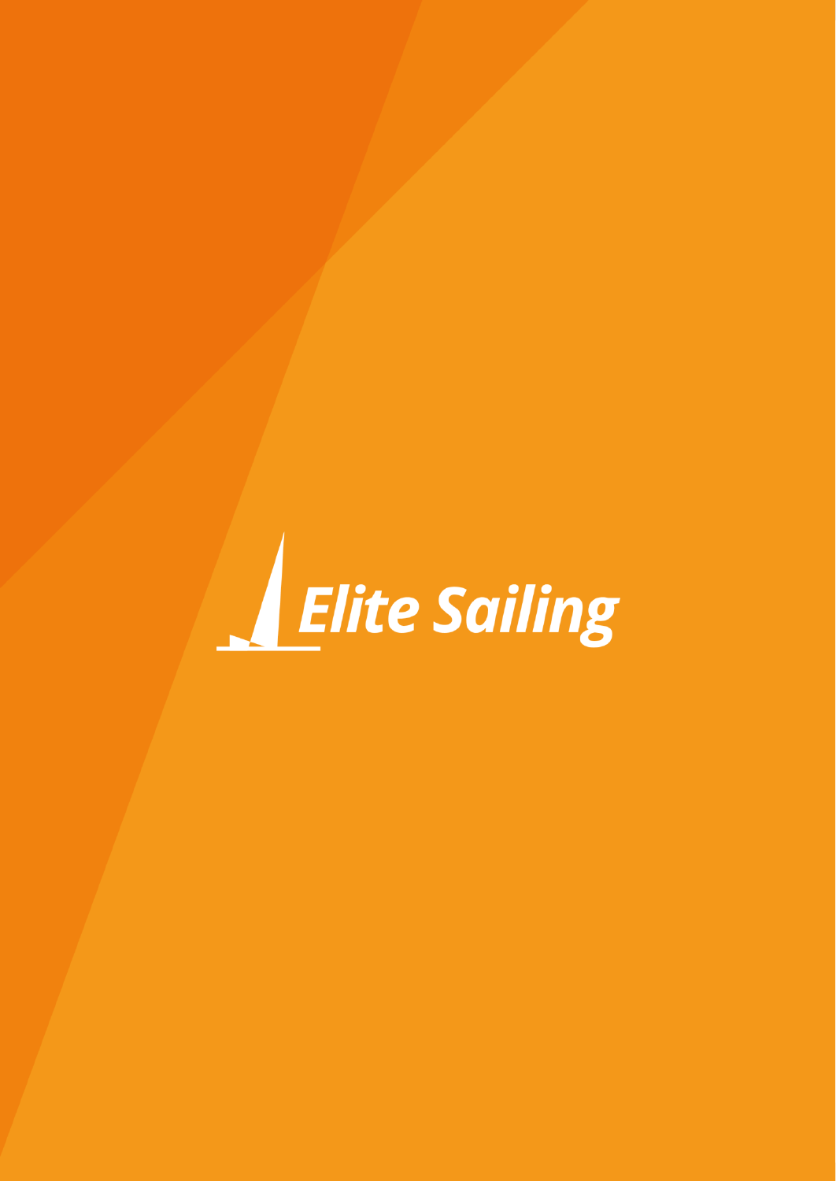Elite Sailing